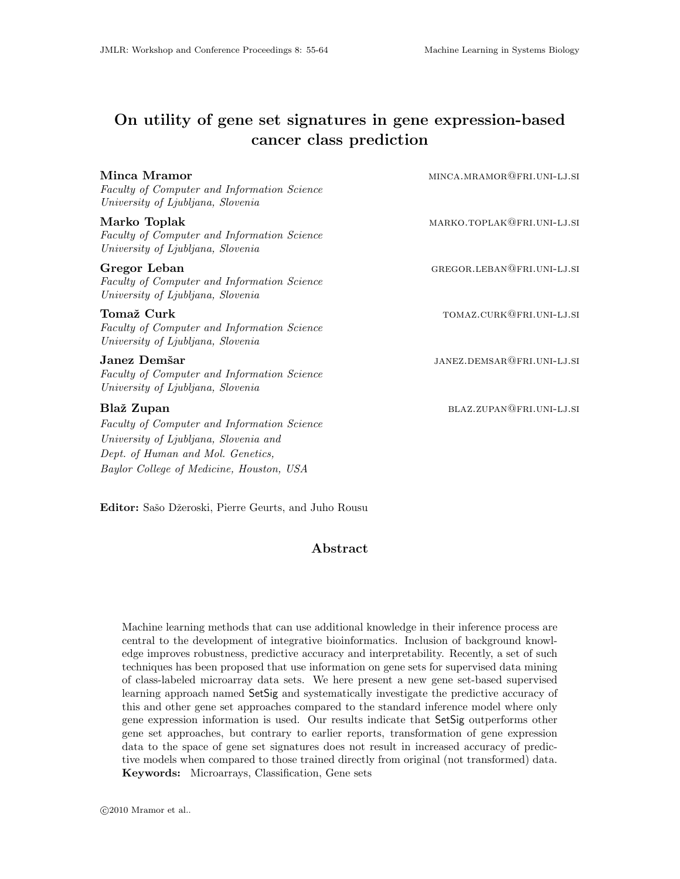# On utility of gene set signatures in gene expression-based cancer class prediction

**Minca Mramor** minca.mramor@fri.uni-lj.si
*Faculty of Computer and Information Science*
*University of Ljubljana, Slovenia*

**Marko Toplak** marko.toplak@fri.uni-lj.si
*Faculty of Computer and Information Science*
*University of Ljubljana, Slovenia*

**Gregor Leban** gregor.leban@fri.uni-lj.si
*Faculty of Computer and Information Science*
*University of Ljubljana, Slovenia*

**Tomaž Curk** tomaz.curk@fri.uni-lj.si
*Faculty of Computer and Information Science*
*University of Ljubljana, Slovenia*

**Janez Demšar** janez.demsar@fri.uni-lj.si
*Faculty of Computer and Information Science*
*University of Ljubljana, Slovenia*

**Blaž Zupan** blaz.zupan@fri.uni-lj.si
*Faculty of Computer and Information Science*
*University of Ljubljana, Slovenia and*
*Dept. of Human and Mol. Genetics,*
*Baylor College of Medicine, Houston, USA*

**Editor:** Sašo Džeroski, Pierre Geurts, and Juho Rousu

## Abstract

Machine learning methods that can use additional knowledge in their inference process are central to the development of integrative bioinformatics. Inclusion of background knowledge improves robustness, predictive accuracy and interpretability. Recently, a set of such techniques has been proposed that use information on gene sets for supervised data mining of class-labeled microarray data sets. We here present a new gene set-based supervised learning approach named SetSig and systematically investigate the predictive accuracy of this and other gene set approaches compared to the standard inference model where only gene expression information is used. Our results indicate that SetSig outperforms other gene set approaches, but contrary to earlier reports, transformation of gene expression data to the space of gene set signatures does not result in increased accuracy of predictive models when compared to those trained directly from original (not transformed) data.

**Keywords:** Microarrays, Classification, Gene sets

©2010 Mramor et al..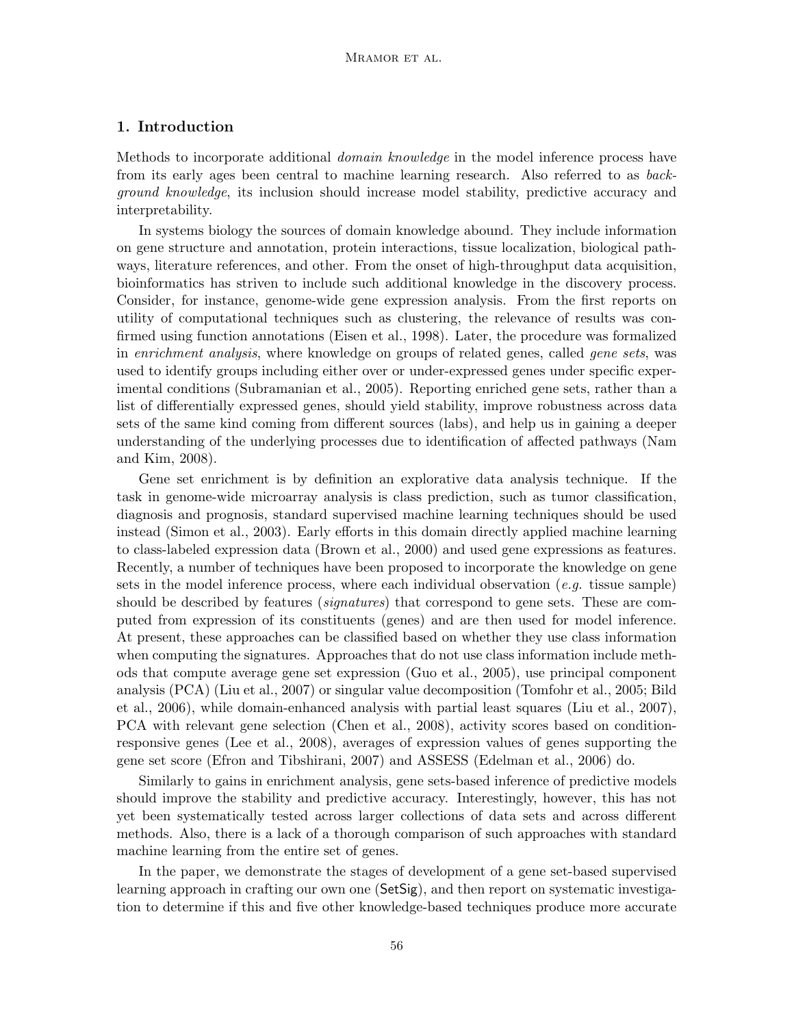## 1. Introduction

Methods to incorporate additional *domain knowledge* in the model inference process have from its early ages been central to machine learning research. Also referred to as *background knowledge*, its inclusion should increase model stability, predictive accuracy and interpretability.

In systems biology the sources of domain knowledge abound. They include information on gene structure and annotation, protein interactions, tissue localization, biological pathways, literature references, and other. From the onset of high-throughput data acquisition, bioinformatics has striven to include such additional knowledge in the discovery process. Consider, for instance, genome-wide gene expression analysis. From the first reports on utility of computational techniques such as clustering, the relevance of results was confirmed using function annotations (Eisen et al., 1998). Later, the procedure was formalized in *enrichment analysis*, where knowledge on groups of related genes, called *gene sets*, was used to identify groups including either over or under-expressed genes under specific experimental conditions (Subramanian et al., 2005). Reporting enriched gene sets, rather than a list of differentially expressed genes, should yield stability, improve robustness across data sets of the same kind coming from different sources (labs), and help us in gaining a deeper understanding of the underlying processes due to identification of affected pathways (Nam and Kim, 2008).

Gene set enrichment is by definition an explorative data analysis technique. If the task in genome-wide microarray analysis is class prediction, such as tumor classification, diagnosis and prognosis, standard supervised machine learning techniques should be used instead (Simon et al., 2003). Early efforts in this domain directly applied machine learning to class-labeled expression data (Brown et al., 2000) and used gene expressions as features. Recently, a number of techniques have been proposed to incorporate the knowledge on gene sets in the model inference process, where each individual observation (*e.g.* tissue sample) should be described by features (*signatures*) that correspond to gene sets. These are computed from expression of its constituents (genes) and are then used for model inference. At present, these approaches can be classified based on whether they use class information when computing the signatures. Approaches that do not use class information include methods that compute average gene set expression (Guo et al., 2005), use principal component analysis (PCA) (Liu et al., 2007) or singular value decomposition (Tomfohr et al., 2005; Bild et al., 2006), while domain-enhanced analysis with partial least squares (Liu et al., 2007), PCA with relevant gene selection (Chen et al., 2008), activity scores based on condition-responsive genes (Lee et al., 2008), averages of expression values of genes supporting the gene set score (Efron and Tibshirani, 2007) and ASSESS (Edelman et al., 2006) do.

Similarly to gains in enrichment analysis, gene sets-based inference of predictive models should improve the stability and predictive accuracy. Interestingly, however, this has not yet been systematically tested across larger collections of data sets and across different methods. Also, there is a lack of a thorough comparison of such approaches with standard machine learning from the entire set of genes.

In the paper, we demonstrate the stages of development of a gene set-based supervised learning approach in crafting our own one (SetSig), and then report on systematic investigation to determine if this and five other knowledge-based techniques produce more accurate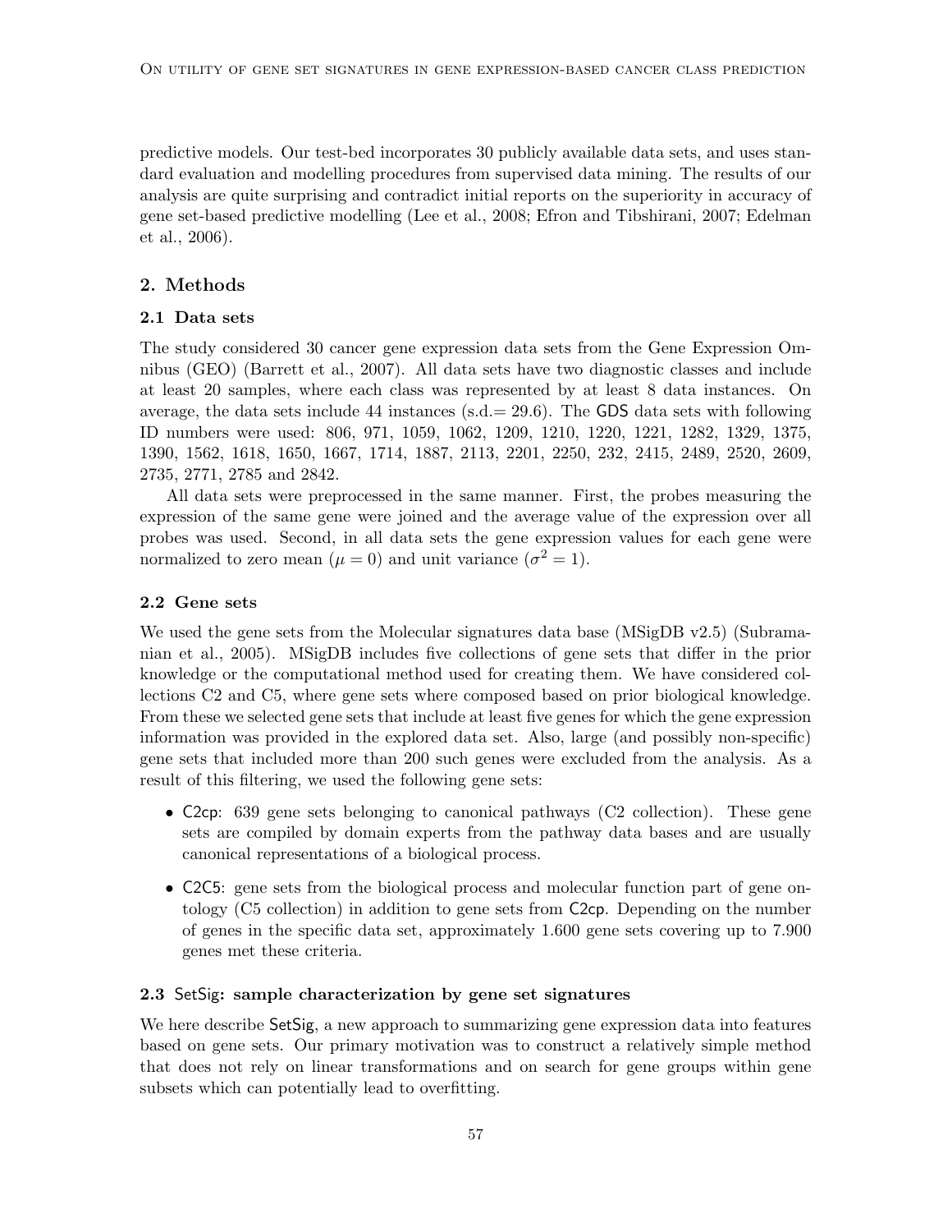predictive models. Our test-bed incorporates 30 publicly available data sets, and uses standard evaluation and modelling procedures from supervised data mining. The results of our analysis are quite surprising and contradict initial reports on the superiority in accuracy of gene set-based predictive modelling (Lee et al., 2008; Efron and Tibshirani, 2007; Edelman et al., 2006).

## 2. Methods

### 2.1 Data sets

The study considered 30 cancer gene expression data sets from the Gene Expression Omnibus (GEO) (Barrett et al., 2007). All data sets have two diagnostic classes and include at least 20 samples, where each class was represented by at least 8 data instances. On average, the data sets include 44 instances (s.d.= 29.6). The GDS data sets with following ID numbers were used: 806, 971, 1059, 1062, 1209, 1210, 1220, 1221, 1282, 1329, 1375, 1390, 1562, 1618, 1650, 1667, 1714, 1887, 2113, 2201, 2250, 232, 2415, 2489, 2520, 2609, 2735, 2771, 2785 and 2842.

All data sets were preprocessed in the same manner. First, the probes measuring the expression of the same gene were joined and the average value of the expression over all probes was used. Second, in all data sets the gene expression values for each gene were normalized to zero mean ($\mu = 0$) and unit variance ($\sigma^2 = 1$).

### 2.2 Gene sets

We used the gene sets from the Molecular signatures data base (MSigDB v2.5) (Subramanian et al., 2005). MSigDB includes five collections of gene sets that differ in the prior knowledge or the computational method used for creating them. We have considered collections C2 and C5, where gene sets where composed based on prior biological knowledge. From these we selected gene sets that include at least five genes for which the gene expression information was provided in the explored data set. Also, large (and possibly non-specific) gene sets that included more than 200 such genes were excluded from the analysis. As a result of this filtering, we used the following gene sets:

- C2cp: 639 gene sets belonging to canonical pathways (C2 collection). These gene sets are compiled by domain experts from the pathway data bases and are usually canonical representations of a biological process.
- C2C5: gene sets from the biological process and molecular function part of gene ontology (C5 collection) in addition to gene sets from C2cp. Depending on the number of genes in the specific data set, approximately 1.600 gene sets covering up to 7.900 genes met these criteria.

### 2.3 SetSig: sample characterization by gene set signatures

We here describe SetSig, a new approach to summarizing gene expression data into features based on gene sets. Our primary motivation was to construct a relatively simple method that does not rely on linear transformations and on search for gene groups within gene subsets which can potentially lead to overfitting.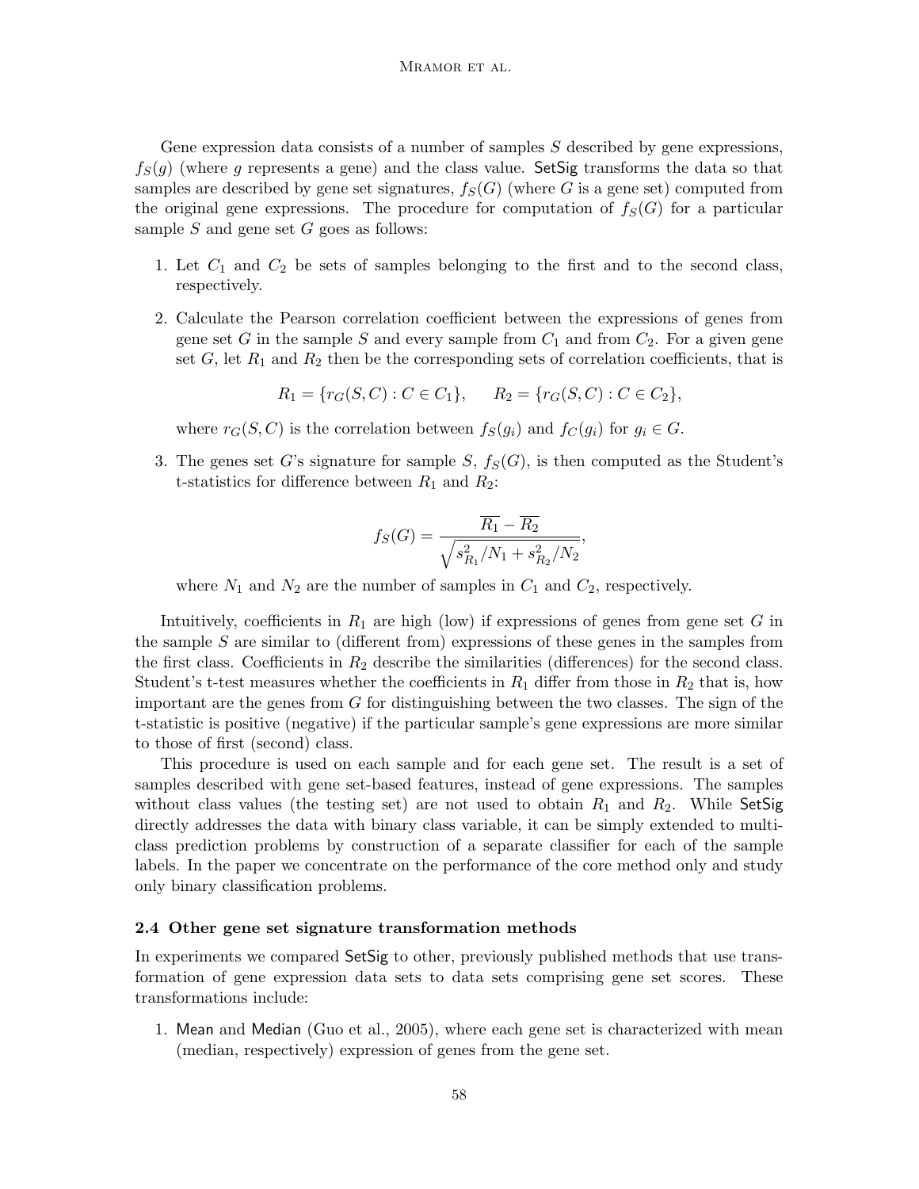Gene expression data consists of a number of samples $S$ described by gene expressions, $f_S(g)$ (where $g$ represents a gene) and the class value. SetSig transforms the data so that samples are described by gene set signatures, $f_S(G)$ (where $G$ is a gene set) computed from the original gene expressions. The procedure for computation of $f_S(G)$ for a particular sample $S$ and gene set $G$ goes as follows:

1. Let $C_1$ and $C_2$ be sets of samples belonging to the first and to the second class, respectively.
2. Calculate the Pearson correlation coefficient between the expressions of genes from gene set $G$ in the sample $S$ and every sample from $C_1$ and from $C_2$. For a given gene set $G$, let $R_1$ and $R_2$ then be the corresponding sets of correlation coefficients, that is

$$R_1 = \{r_G(S, C) : C \in C_1\}, \qquad R_2 = \{r_G(S, C) : C \in C_2\},$$

   where $r_G(S, C)$ is the correlation between $f_S(g_i)$ and $f_C(g_i)$ for $g_i \in G$.

3. The genes set $G$'s signature for sample $S$, $f_S(G)$, is then computed as the Student's t-statistics for difference between $R_1$ and $R_2$:

$$f_S(G) = \frac{\overline{R_1} - \overline{R_2}}{\sqrt{s_{R_1}^2/N_1 + s_{R_2}^2/N_2}},$$

   where $N_1$ and $N_2$ are the number of samples in $C_1$ and $C_2$, respectively.

Intuitively, coefficients in $R_1$ are high (low) if expressions of genes from gene set $G$ in the sample $S$ are similar to (different from) expressions of these genes in the samples from the first class. Coefficients in $R_2$ describe the similarities (differences) for the second class. Student's t-test measures whether the coefficients in $R_1$ differ from those in $R_2$ that is, how important are the genes from $G$ for distinguishing between the two classes. The sign of the t-statistic is positive (negative) if the particular sample's gene expressions are more similar to those of first (second) class.

This procedure is used on each sample and for each gene set. The result is a set of samples described with gene set-based features, instead of gene expressions. The samples without class values (the testing set) are not used to obtain $R_1$ and $R_2$. While SetSig directly addresses the data with binary class variable, it can be simply extended to multi-class prediction problems by construction of a separate classifier for each of the sample labels. In the paper we concentrate on the performance of the core method only and study only binary classification problems.

### 2.4 Other gene set signature transformation methods

In experiments we compared SetSig to other, previously published methods that use transformation of gene expression data sets to data sets comprising gene set scores. These transformations include:

1. Mean and Median (Guo et al., 2005), where each gene set is characterized with mean (median, respectively) expression of genes from the gene set.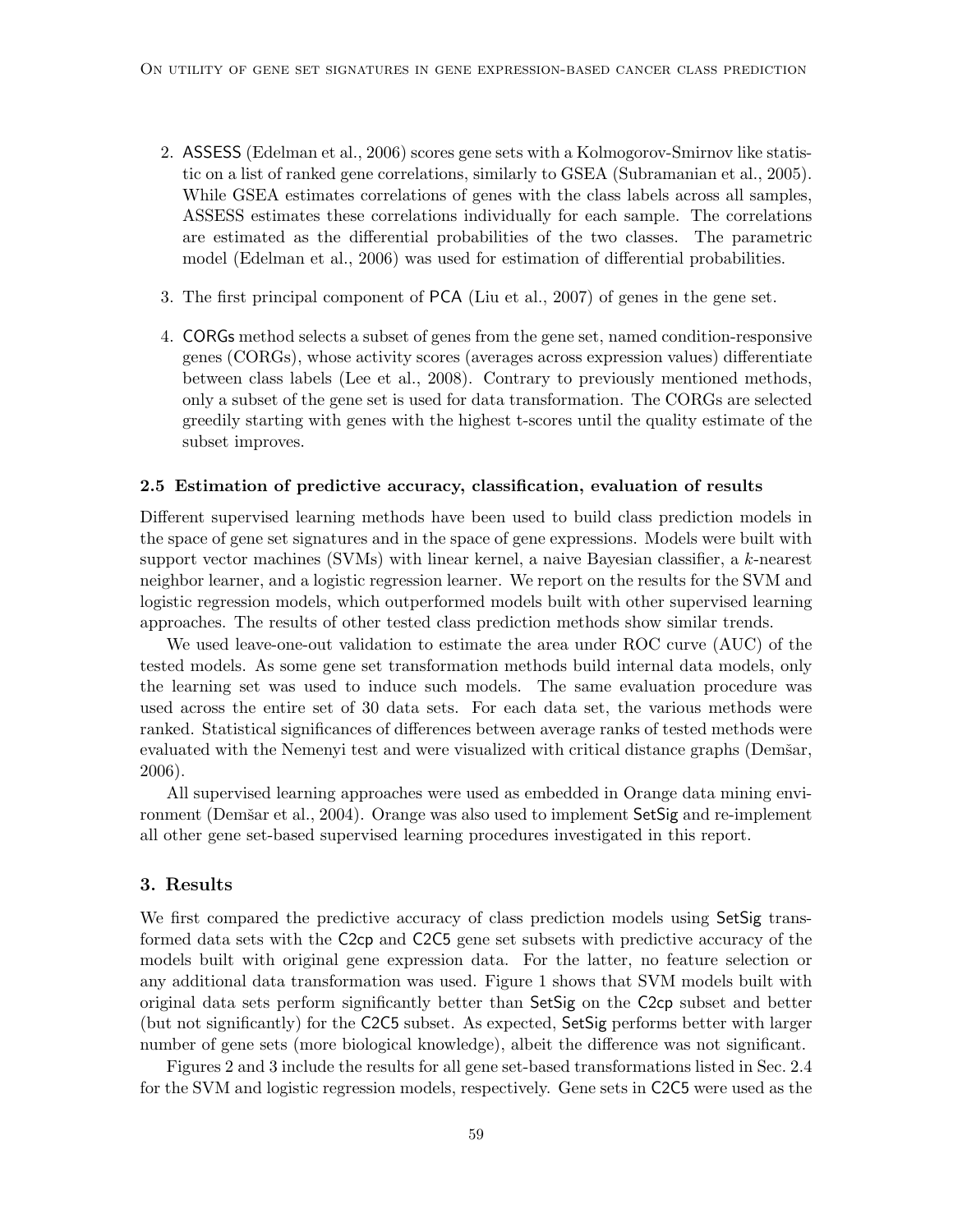2. ASSESS (Edelman et al., 2006) scores gene sets with a Kolmogorov-Smirnov like statistic on a list of ranked gene correlations, similarly to GSEA (Subramanian et al., 2005). While GSEA estimates correlations of genes with the class labels across all samples, ASSESS estimates these correlations individually for each sample. The correlations are estimated as the differential probabilities of the two classes. The parametric model (Edelman et al., 2006) was used for estimation of differential probabilities.

3. The first principal component of PCA (Liu et al., 2007) of genes in the gene set.

4. CORGs method selects a subset of genes from the gene set, named condition-responsive genes (CORGs), whose activity scores (averages across expression values) differentiate between class labels (Lee et al., 2008). Contrary to previously mentioned methods, only a subset of the gene set is used for data transformation. The CORGs are selected greedily starting with genes with the highest t-scores until the quality estimate of the subset improves.

### 2.5 Estimation of predictive accuracy, classification, evaluation of results

Different supervised learning methods have been used to build class prediction models in the space of gene set signatures and in the space of gene expressions. Models were built with support vector machines (SVMs) with linear kernel, a naive Bayesian classifier, a $k$-nearest neighbor learner, and a logistic regression learner. We report on the results for the SVM and logistic regression models, which outperformed models built with other supervised learning approaches. The results of other tested class prediction methods show similar trends.

We used leave-one-out validation to estimate the area under ROC curve (AUC) of the tested models. As some gene set transformation methods build internal data models, only the learning set was used to induce such models. The same evaluation procedure was used across the entire set of 30 data sets. For each data set, the various methods were ranked. Statistical significances of differences between average ranks of tested methods were evaluated with the Nemenyi test and were visualized with critical distance graphs (Demšar, 2006).

All supervised learning approaches were used as embedded in Orange data mining environment (Demšar et al., 2004). Orange was also used to implement SetSig and re-implement all other gene set-based supervised learning procedures investigated in this report.

## 3. Results

We first compared the predictive accuracy of class prediction models using SetSig transformed data sets with the C2cp and C2C5 gene set subsets with predictive accuracy of the models built with original gene expression data. For the latter, no feature selection or any additional data transformation was used. Figure 1 shows that SVM models built with original data sets perform significantly better than SetSig on the C2cp subset and better (but not significantly) for the C2C5 subset. As expected, SetSig performs better with larger number of gene sets (more biological knowledge), albeit the difference was not significant.

Figures 2 and 3 include the results for all gene set-based transformations listed in Sec. 2.4 for the SVM and logistic regression models, respectively. Gene sets in C2C5 were used as the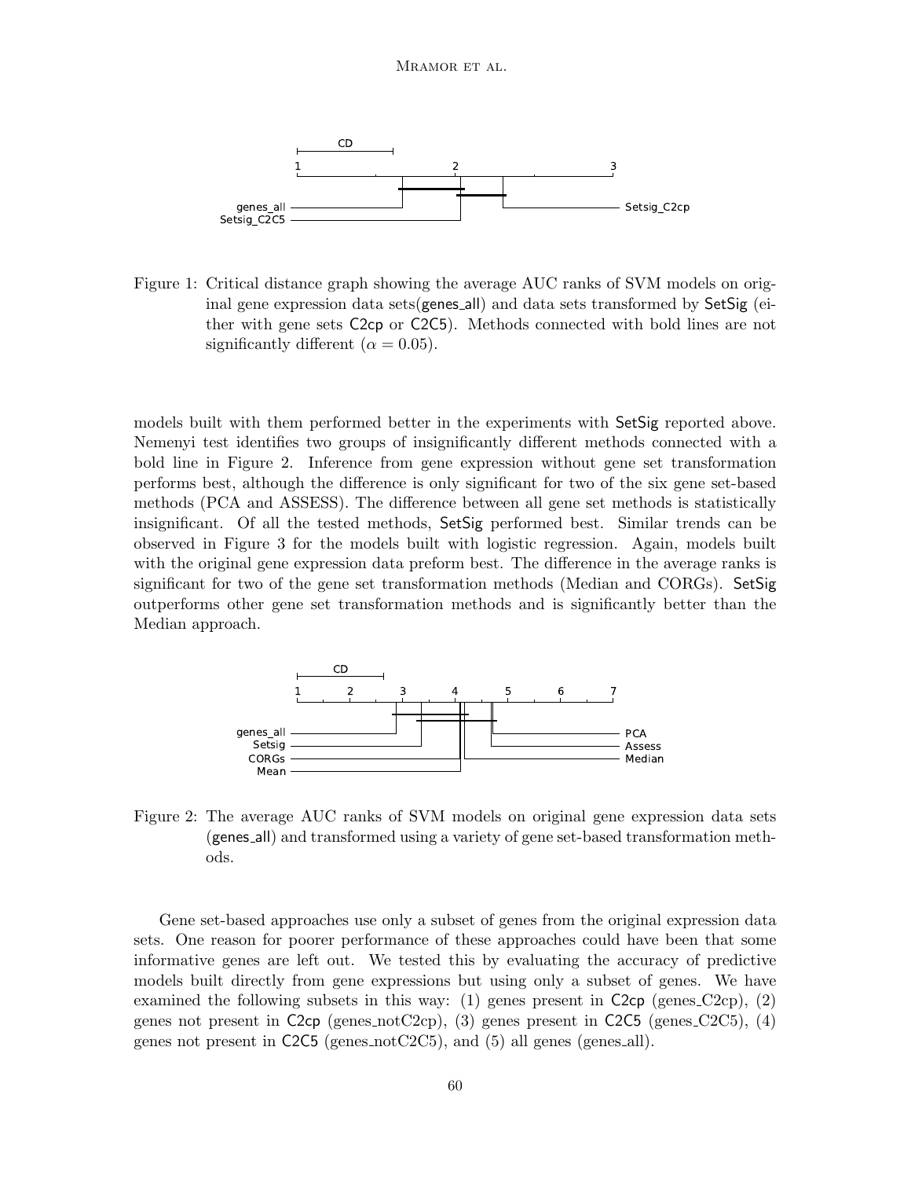Figure 1: Critical distance graph showing the average AUC ranks of SVM models on original gene expression data sets(genes_all) and data sets transformed by SetSig (either with gene sets C2cp or C2C5). Methods connected with bold lines are not significantly different ($\alpha = 0.05$).

models built with them performed better in the experiments with SetSig reported above. Nemenyi test identifies two groups of insignificantly different methods connected with a bold line in Figure 2. Inference from gene expression without gene set transformation performs best, although the difference is only significant for two of the six gene set-based methods (PCA and ASSESS). The difference between all gene set methods is statistically insignificant. Of all the tested methods, SetSig performed best. Similar trends can be observed in Figure 3 for the models built with logistic regression. Again, models built with the original gene expression data preform best. The difference in the average ranks is significant for two of the gene set transformation methods (Median and CORGs). SetSig outperforms other gene set transformation methods and is significantly better than the Median approach.

Figure 2: The average AUC ranks of SVM models on original gene expression data sets (genes_all) and transformed using a variety of gene set-based transformation methods.

Gene set-based approaches use only a subset of genes from the original expression data sets. One reason for poorer performance of these approaches could have been that some informative genes are left out. We tested this by evaluating the accuracy of predictive models built directly from gene expressions but using only a subset of genes. We have examined the following subsets in this way: (1) genes present in C2cp (genes_C2cp), (2) genes not present in C2cp (genes_notC2cp), (3) genes present in C2C5 (genes_C2C5), (4) genes not present in C2C5 (genes_notC2C5), and (5) all genes (genes_all).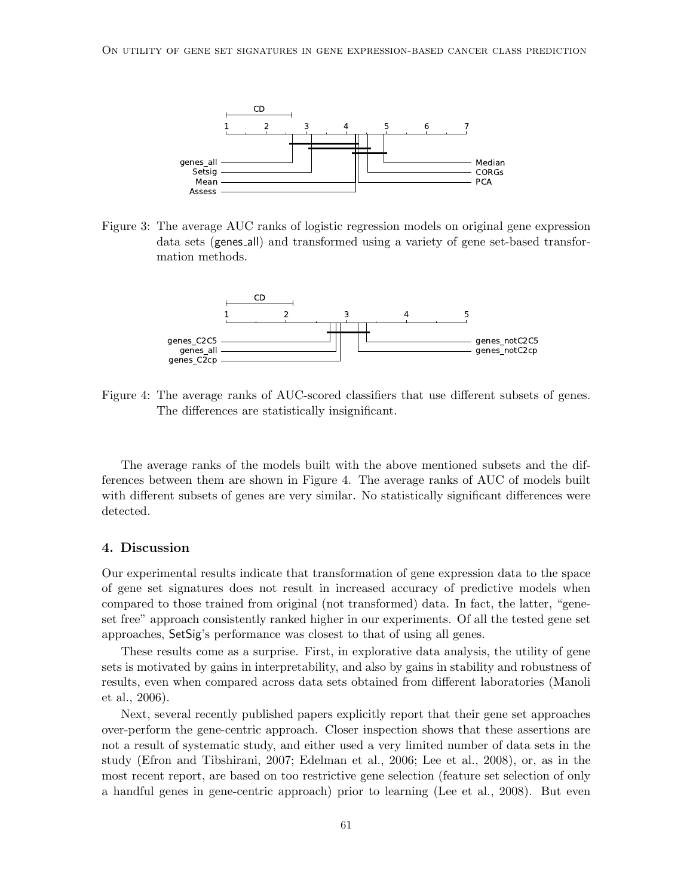Figure 3: The average AUC ranks of logistic regression models on original gene expression data sets (genes_all) and transformed using a variety of gene set-based transformation methods.

Figure 4: The average ranks of AUC-scored classifiers that use different subsets of genes. The differences are statistically insignificant.

The average ranks of the models built with the above mentioned subsets and the differences between them are shown in Figure 4. The average ranks of AUC of models built with different subsets of genes are very similar. No statistically significant differences were detected.

## 4. Discussion

Our experimental results indicate that transformation of gene expression data to the space of gene set signatures does not result in increased accuracy of predictive models when compared to those trained from original (not transformed) data. In fact, the latter, "gene-set free" approach consistently ranked higher in our experiments. Of all the tested gene set approaches, SetSig's performance was closest to that of using all genes.

These results come as a surprise. First, in explorative data analysis, the utility of gene sets is motivated by gains in interpretability, and also by gains in stability and robustness of results, even when compared across data sets obtained from different laboratories (Manoli et al., 2006).

Next, several recently published papers explicitly report that their gene set approaches over-perform the gene-centric approach. Closer inspection shows that these assertions are not a result of systematic study, and either used a very limited number of data sets in the study (Efron and Tibshirani, 2007; Edelman et al., 2006; Lee et al., 2008), or, as in the most recent report, are based on too restrictive gene selection (feature set selection of only a handful genes in gene-centric approach) prior to learning (Lee et al., 2008). But even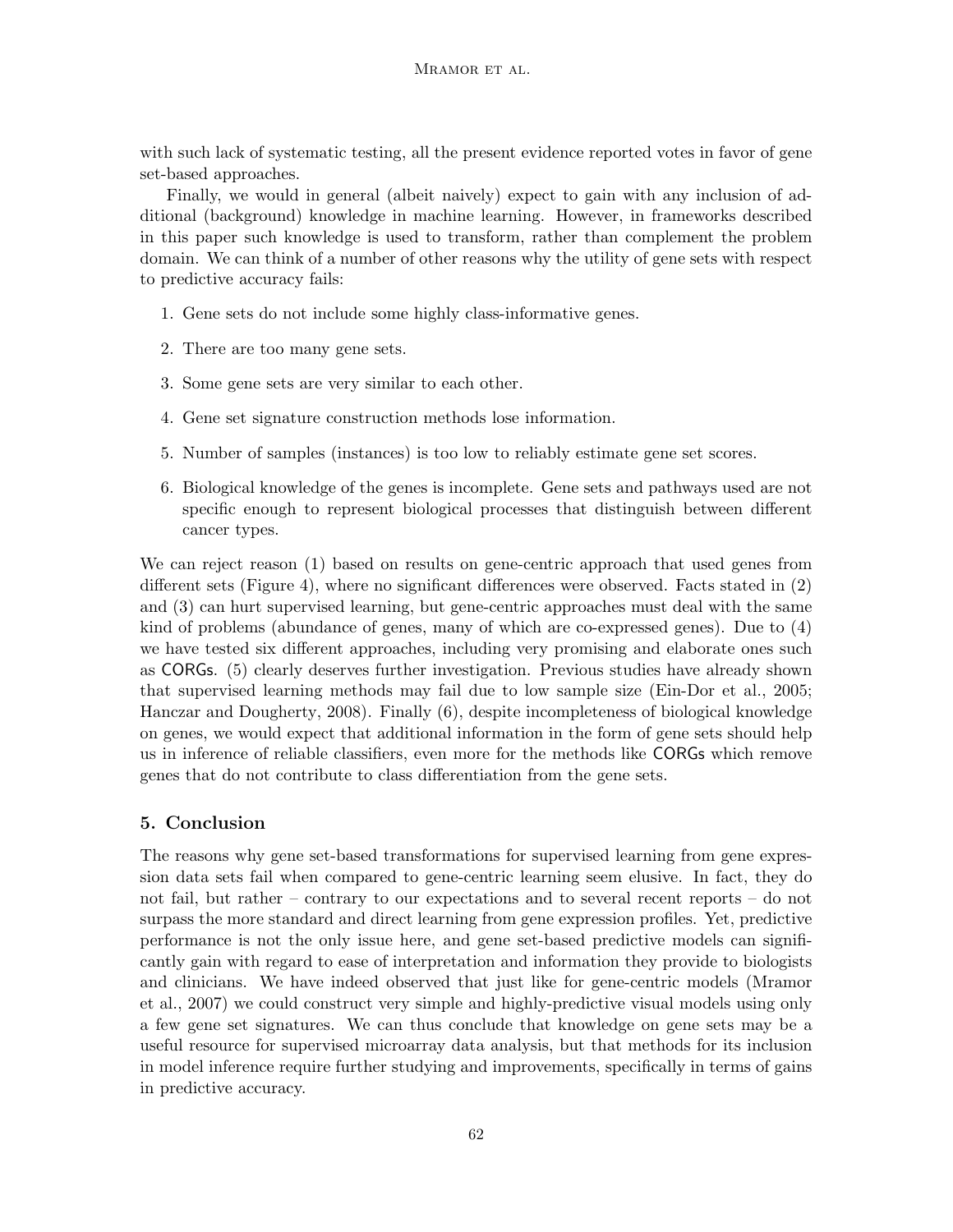with such lack of systematic testing, all the present evidence reported votes in favor of gene set-based approaches.

Finally, we would in general (albeit naively) expect to gain with any inclusion of additional (background) knowledge in machine learning. However, in frameworks described in this paper such knowledge is used to transform, rather than complement the problem domain. We can think of a number of other reasons why the utility of gene sets with respect to predictive accuracy fails:

1. Gene sets do not include some highly class-informative genes.
2. There are too many gene sets.
3. Some gene sets are very similar to each other.
4. Gene set signature construction methods lose information.
5. Number of samples (instances) is too low to reliably estimate gene set scores.
6. Biological knowledge of the genes is incomplete. Gene sets and pathways used are not specific enough to represent biological processes that distinguish between different cancer types.

We can reject reason (1) based on results on gene-centric approach that used genes from different sets (Figure 4), where no significant differences were observed. Facts stated in (2) and (3) can hurt supervised learning, but gene-centric approaches must deal with the same kind of problems (abundance of genes, many of which are co-expressed genes). Due to (4) we have tested six different approaches, including very promising and elaborate ones such as CORGs. (5) clearly deserves further investigation. Previous studies have already shown that supervised learning methods may fail due to low sample size (Ein-Dor et al., 2005; Hanczar and Dougherty, 2008). Finally (6), despite incompleteness of biological knowledge on genes, we would expect that additional information in the form of gene sets should help us in inference of reliable classifiers, even more for the methods like CORGs which remove genes that do not contribute to class differentiation from the gene sets.

## 5. Conclusion

The reasons why gene set-based transformations for supervised learning from gene expression data sets fail when compared to gene-centric learning seem elusive. In fact, they do not fail, but rather – contrary to our expectations and to several recent reports – do not surpass the more standard and direct learning from gene expression profiles. Yet, predictive performance is not the only issue here, and gene set-based predictive models can significantly gain with regard to ease of interpretation and information they provide to biologists and clinicians. We have indeed observed that just like for gene-centric models (Mramor et al., 2007) we could construct very simple and highly-predictive visual models using only a few gene set signatures. We can thus conclude that knowledge on gene sets may be a useful resource for supervised microarray data analysis, but that methods for its inclusion in model inference require further studying and improvements, specifically in terms of gains in predictive accuracy.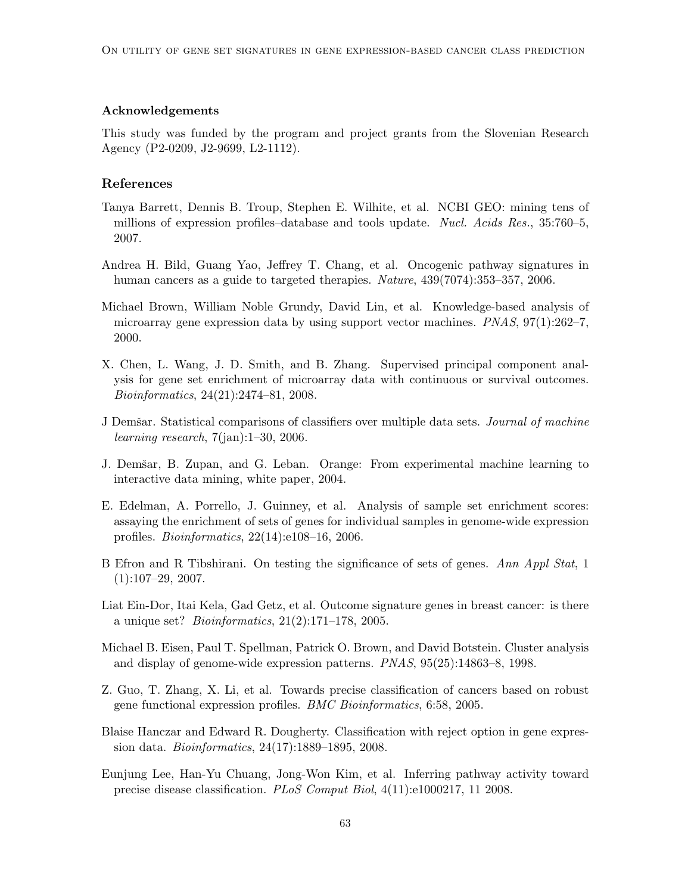### Acknowledgements

This study was funded by the program and project grants from the Slovenian Research Agency (P2-0209, J2-9699, L2-1112).

### References

Tanya Barrett, Dennis B. Troup, Stephen E. Wilhite, et al. NCBI GEO: mining tens of millions of expression profiles–database and tools update. *Nucl. Acids Res.*, 35:760–5, 2007.

Andrea H. Bild, Guang Yao, Jeffrey T. Chang, et al. Oncogenic pathway signatures in human cancers as a guide to targeted therapies. *Nature*, 439(7074):353–357, 2006.

Michael Brown, William Noble Grundy, David Lin, et al. Knowledge-based analysis of microarray gene expression data by using support vector machines. *PNAS*, 97(1):262–7, 2000.

X. Chen, L. Wang, J. D. Smith, and B. Zhang. Supervised principal component analysis for gene set enrichment of microarray data with continuous or survival outcomes. *Bioinformatics*, 24(21):2474–81, 2008.

J Demšar. Statistical comparisons of classifiers over multiple data sets. *Journal of machine learning research*, 7(jan):1–30, 2006.

J. Demšar, B. Zupan, and G. Leban. Orange: From experimental machine learning to interactive data mining, white paper, 2004.

E. Edelman, A. Porrello, J. Guinney, et al. Analysis of sample set enrichment scores: assaying the enrichment of sets of genes for individual samples in genome-wide expression profiles. *Bioinformatics*, 22(14):e108–16, 2006.

B Efron and R Tibshirani. On testing the significance of sets of genes. *Ann Appl Stat*, 1 (1):107–29, 2007.

Liat Ein-Dor, Itai Kela, Gad Getz, et al. Outcome signature genes in breast cancer: is there a unique set? *Bioinformatics*, 21(2):171–178, 2005.

Michael B. Eisen, Paul T. Spellman, Patrick O. Brown, and David Botstein. Cluster analysis and display of genome-wide expression patterns. *PNAS*, 95(25):14863–8, 1998.

Z. Guo, T. Zhang, X. Li, et al. Towards precise classification of cancers based on robust gene functional expression profiles. *BMC Bioinformatics*, 6:58, 2005.

Blaise Hanczar and Edward R. Dougherty. Classification with reject option in gene expression data. *Bioinformatics*, 24(17):1889–1895, 2008.

Eunjung Lee, Han-Yu Chuang, Jong-Won Kim, et al. Inferring pathway activity toward precise disease classification. *PLoS Comput Biol*, 4(11):e1000217, 11 2008.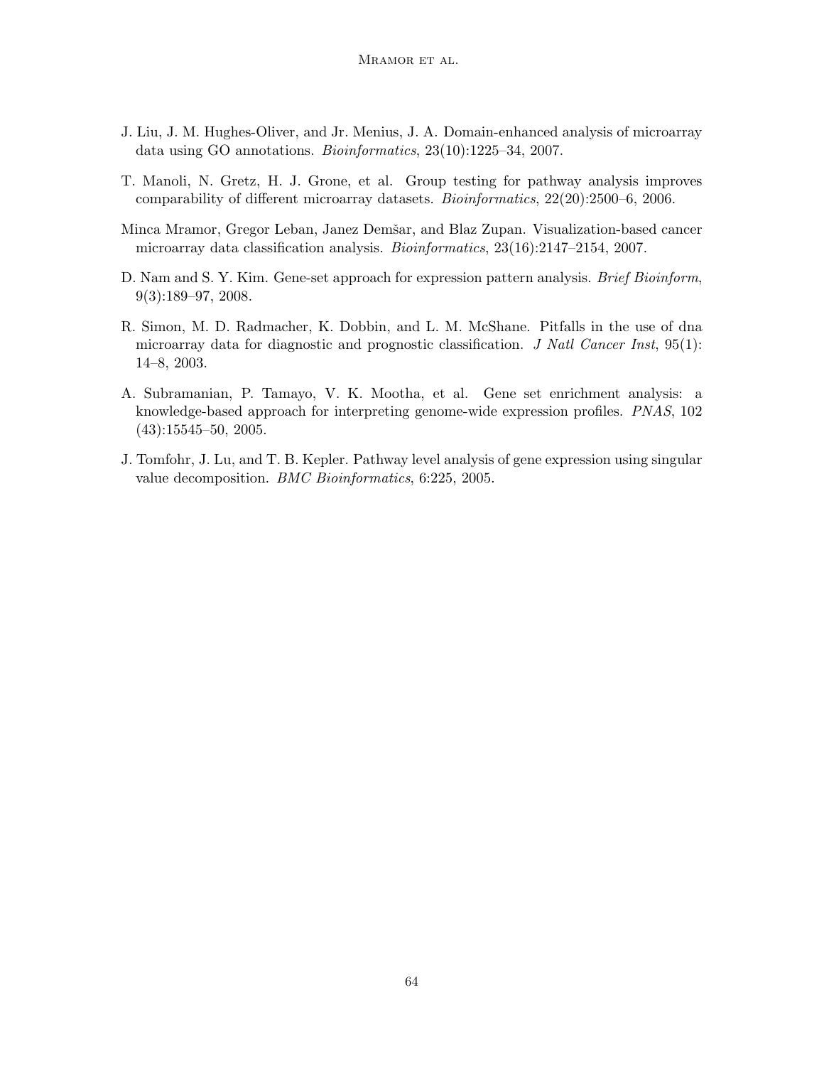J. Liu, J. M. Hughes-Oliver, and Jr. Menius, J. A. Domain-enhanced analysis of microarray data using GO annotations. *Bioinformatics*, 23(10):1225–34, 2007.

T. Manoli, N. Gretz, H. J. Grone, et al. Group testing for pathway analysis improves comparability of different microarray datasets. *Bioinformatics*, 22(20):2500–6, 2006.

Minca Mramor, Gregor Leban, Janez Demšar, and Blaz Zupan. Visualization-based cancer microarray data classification analysis. *Bioinformatics*, 23(16):2147–2154, 2007.

D. Nam and S. Y. Kim. Gene-set approach for expression pattern analysis. *Brief Bioinform*, 9(3):189–97, 2008.

R. Simon, M. D. Radmacher, K. Dobbin, and L. M. McShane. Pitfalls in the use of dna microarray data for diagnostic and prognostic classification. *J Natl Cancer Inst*, 95(1): 14–8, 2003.

A. Subramanian, P. Tamayo, V. K. Mootha, et al. Gene set enrichment analysis: a knowledge-based approach for interpreting genome-wide expression profiles. *PNAS*, 102 (43):15545–50, 2005.

J. Tomfohr, J. Lu, and T. B. Kepler. Pathway level analysis of gene expression using singular value decomposition. *BMC Bioinformatics*, 6:225, 2005.